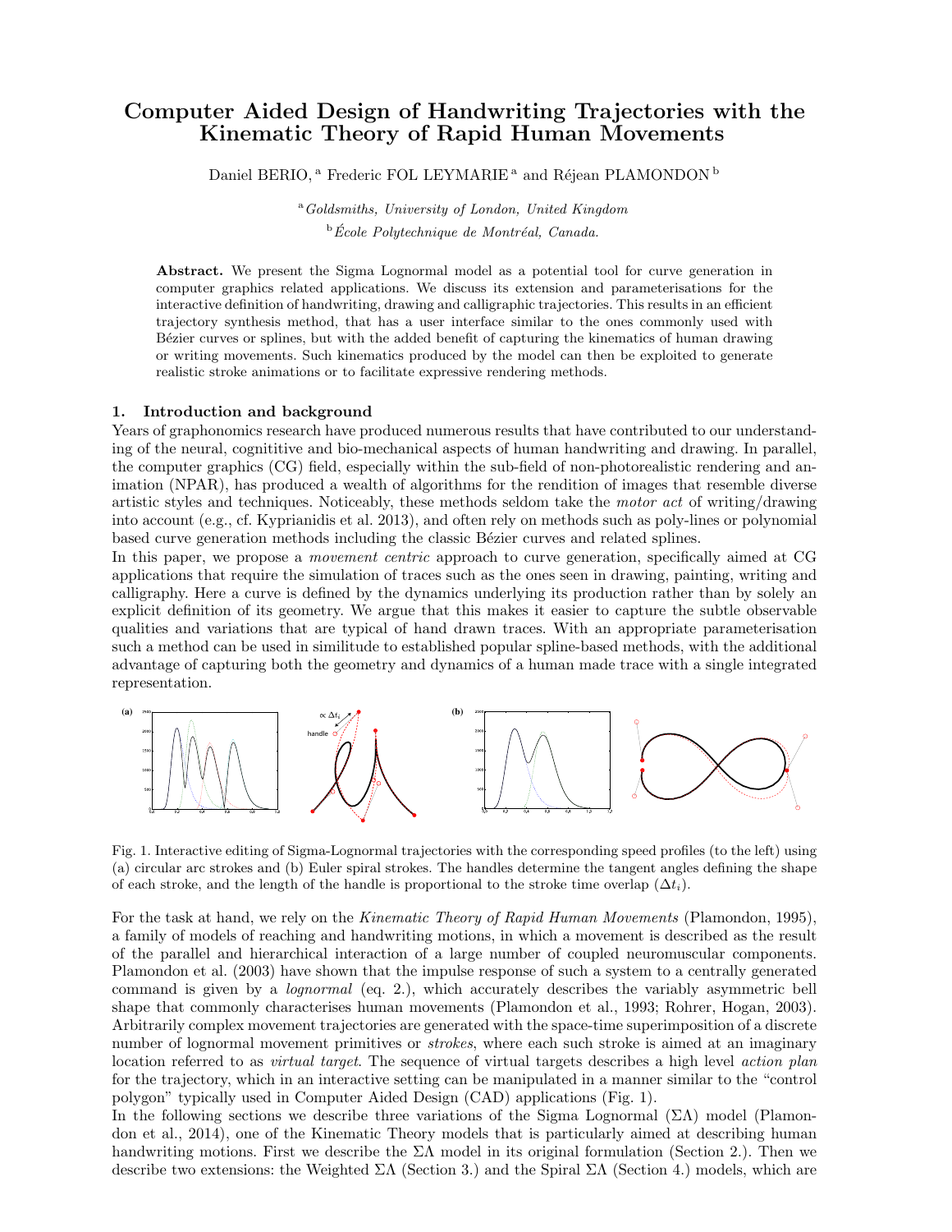# Computer Aided Design of Handwriting Trajectories with the Kinematic Theory of Rapid Human Movements

Daniel BERIO, [a] Frederic FOL LEYMARIE [a] and Réjean PLAMONDON [b]

[a] *Goldsmiths, University of London, United Kingdom*

[b] *École Polytechnique de Montréal, Canada.*

**Abstract.** We present the Sigma Lognormal model as a potential tool for curve generation in computer graphics related applications. We discuss its extension and parameterisations for the interactive definition of handwriting, drawing and calligraphic trajectories. This results in an efficient trajectory synthesis method, that has a user interface similar to the ones commonly used with Bézier curves or splines, but with the added benefit of capturing the kinematics of human drawing or writing movements. Such kinematics produced by the model can then be exploited to generate realistic stroke animations or to facilitate expressive rendering methods.

## 1. Introduction and background

Years of graphonomics research have produced numerous results that have contributed to our understanding of the neural, cognititive and bio-mechanical aspects of human handwriting and drawing. In parallel, the computer graphics (CG) field, especially within the sub-field of non-photorealistic rendering and animation (NPAR), has produced a wealth of algorithms for the rendition of images that resemble diverse artistic styles and techniques. Noticeably, these methods seldom take the *motor act* of writing/drawing into account (e.g., cf. Kyprianidis et al. 2013), and often rely on methods such as poly-lines or polynomial based curve generation methods including the classic Bézier curves and related splines.

In this paper, we propose a *movement centric* approach to curve generation, specifically aimed at CG applications that require the simulation of traces such as the ones seen in drawing, painting, writing and calligraphy. Here a curve is defined by the dynamics underlying its production rather than by solely an explicit definition of its geometry. We argue that this makes it easier to capture the subtle observable qualities and variations that are typical of hand drawn traces. With an appropriate parameterisation such a method can be used in similitude to established popular spline-based methods, with the additional advantage of capturing both the geometry and dynamics of a human made trace with a single integrated representation.

Fig. 1. Interactive editing of Sigma-Lognormal trajectories with the corresponding speed profiles (to the left) using (a) circular arc strokes and (b) Euler spiral strokes. The handles determine the tangent angles defining the shape of each stroke, and the length of the handle is proportional to the stroke time overlap ($\Delta t_i$).

For the task at hand, we rely on the *Kinematic Theory of Rapid Human Movements* (Plamondon, 1995), a family of models of reaching and handwriting motions, in which a movement is described as the result of the parallel and hierarchical interaction of a large number of coupled neuromuscular components. Plamondon et al. (2003) have shown that the impulse response of such a system to a centrally generated command is given by a *lognormal* (eq. 2.), which accurately describes the variably asymmetric bell shape that commonly characterises human movements (Plamondon et al., 1993; Rohrer, Hogan, 2003). Arbitrarily complex movement trajectories are generated with the space-time superimposition of a discrete number of lognormal movement primitives or *strokes*, where each such stroke is aimed at an imaginary location referred to as *virtual target*. The sequence of virtual targets describes a high level *action plan* for the trajectory, which in an interactive setting can be manipulated in a manner similar to the "control polygon" typically used in Computer Aided Design (CAD) applications (Fig. 1).

In the following sections we describe three variations of the Sigma Lognormal ($\Sigma\Lambda$) model (Plamondon et al., 2014), one of the Kinematic Theory models that is particularly aimed at describing human handwriting motions. First we describe the $\Sigma\Lambda$ model in its original formulation (Section 2.). Then we describe two extensions: the Weighted $\Sigma\Lambda$ (Section 3.) and the Spiral $\Sigma\Lambda$ (Section 4.) models, which are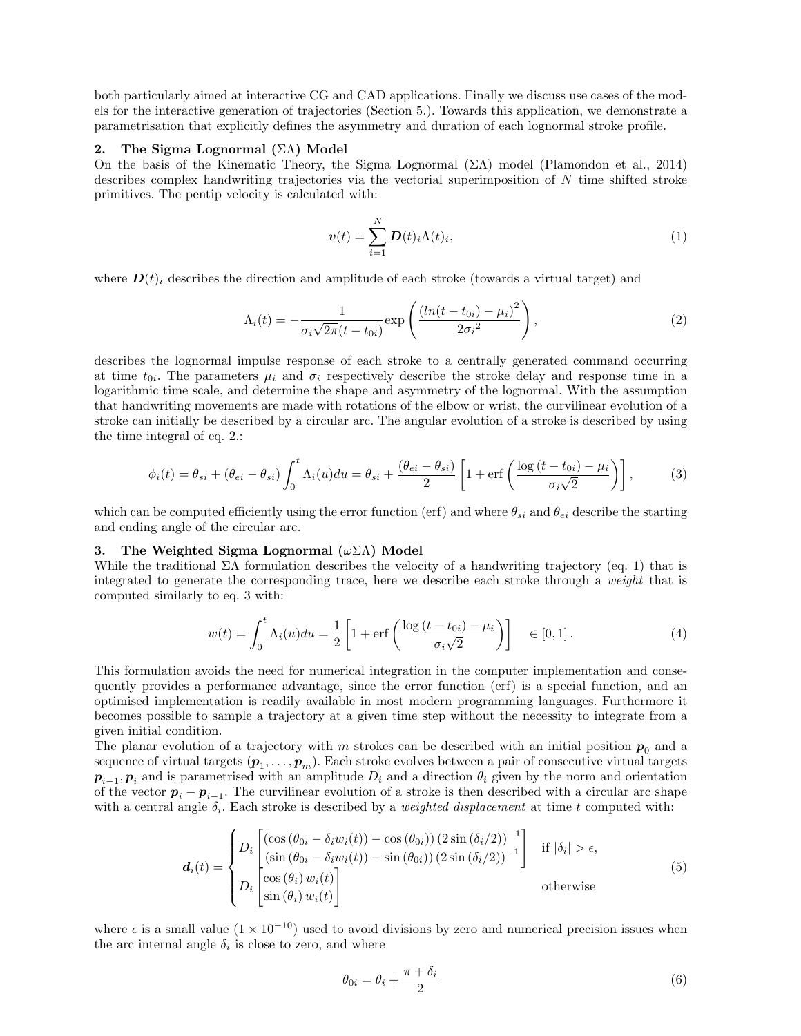both particularly aimed at interactive CG and CAD applications. Finally we discuss use cases of the models for the interactive generation of trajectories (Section 5.). Towards this application, we demonstrate a parametrisation that explicitly defines the asymmetry and duration of each lognormal stroke profile.

## 2. The Sigma Lognormal ($\Sigma\Lambda$) Model

On the basis of the Kinematic Theory, the Sigma Lognormal ($\Sigma\Lambda$) model (Plamondon et al., 2014) describes complex handwriting trajectories via the vectorial superimposition of $N$ time shifted stroke primitives. The pentip velocity is calculated with:

$$\boldsymbol{v}(t) = \sum_{i=1}^{N} \boldsymbol{D}(t)_i \Lambda(t)_i, \tag{1}$$

where $\boldsymbol{D}(t)_i$ describes the direction and amplitude of each stroke (towards a virtual target) and

$$\Lambda_i(t) = -\frac{1}{\sigma_i\sqrt{2\pi}(t - t_{0i})}\exp\left(\frac{\left(ln(t - t_{0i}) - \mu_i\right)^2}{2\sigma_i{}^2}\right), \tag{2}$$

describes the lognormal impulse response of each stroke to a centrally generated command occurring at time $t_{0i}$. The parameters $\mu_i$ and $\sigma_i$ respectively describe the stroke delay and response time in a logarithmic time scale, and determine the shape and asymmetry of the lognormal. With the assumption that handwriting movements are made with rotations of the elbow or wrist, the curvilinear evolution of a stroke can initially be described by a circular arc. The angular evolution of a stroke is described by using the time integral of eq. 2.:

$$\phi_i(t) = \theta_{si} + (\theta_{ei} - \theta_{si}) \int_0^t \Lambda_i(u)du = \theta_{si} + \frac{(\theta_{ei} - \theta_{si})}{2}\left[1 + \text{erf}\left(\frac{\log\left(t - t_{0i}\right) - \mu_i}{\sigma_i\sqrt{2}}\right)\right], \tag{3}$$

which can be computed efficiently using the error function (erf) and where $\theta_{si}$ and $\theta_{ei}$ describe the starting and ending angle of the circular arc.

## 3. The Weighted Sigma Lognormal ($\omega\Sigma\Lambda$) Model

While the traditional $\Sigma\Lambda$ formulation describes the velocity of a handwriting trajectory (eq. 1) that is integrated to generate the corresponding trace, here we describe each stroke through a *weight* that is computed similarly to eq. 3 with:

$$w(t) = \int_0^t \Lambda_i(u)du = \frac{1}{2}\left[1 + \text{erf}\left(\frac{\log\left(t - t_{0i}\right) - \mu_i}{\sigma_i\sqrt{2}}\right)\right] \quad \in [0, 1]\,. \tag{4}$$

This formulation avoids the need for numerical integration in the computer implementation and consequently provides a performance advantage, since the error function (erf) is a special function, and an optimised implementation is readily available in most modern programming languages. Furthermore it becomes possible to sample a trajectory at a given time step without the necessity to integrate from a given initial condition.

The planar evolution of a trajectory with $m$ strokes can be described with an initial position $\boldsymbol{p}_0$ and a sequence of virtual targets $(\boldsymbol{p}_1, \ldots, \boldsymbol{p}_m)$. Each stroke evolves between a pair of consecutive virtual targets $\boldsymbol{p}_{i-1}, \boldsymbol{p}_i$ and is parametrised with an amplitude $D_i$ and a direction $\theta_i$ given by the norm and orientation of the vector $\boldsymbol{p}_i - \boldsymbol{p}_{i-1}$. The curvilinear evolution of a stroke is then described with a circular arc shape with a central angle $\delta_i$. Each stroke is described by a *weighted displacement* at time $t$ computed with:

$$\boldsymbol{d}_i(t) = \begin{cases} D_i \begin{bmatrix} \left(\cos\left(\theta_{0i} - \delta_i w_i(t)\right) - \cos\left(\theta_{0i}\right)\right)\left(2\sin\left(\delta_i/2\right)\right)^{-1} \\ \left(\sin\left(\theta_{0i} - \delta_i w_i(t)\right) - \sin\left(\theta_{0i}\right)\right)\left(2\sin\left(\delta_i/2\right)\right)^{-1} \end{bmatrix} & \text{if } |\delta_i| > \epsilon, \\ D_i \begin{bmatrix} \cos\left(\theta_i\right) w_i(t) \\ \sin\left(\theta_i\right) w_i(t) \end{bmatrix} & \text{otherwise} \end{cases} \tag{5}$$

where $\epsilon$ is a small value ($1 \times 10^{-10}$) used to avoid divisions by zero and numerical precision issues when the arc internal angle $\delta_i$ is close to zero, and where

$$\theta_{0i} = \theta_i + \frac{\pi + \delta_i}{2} \tag{6}$$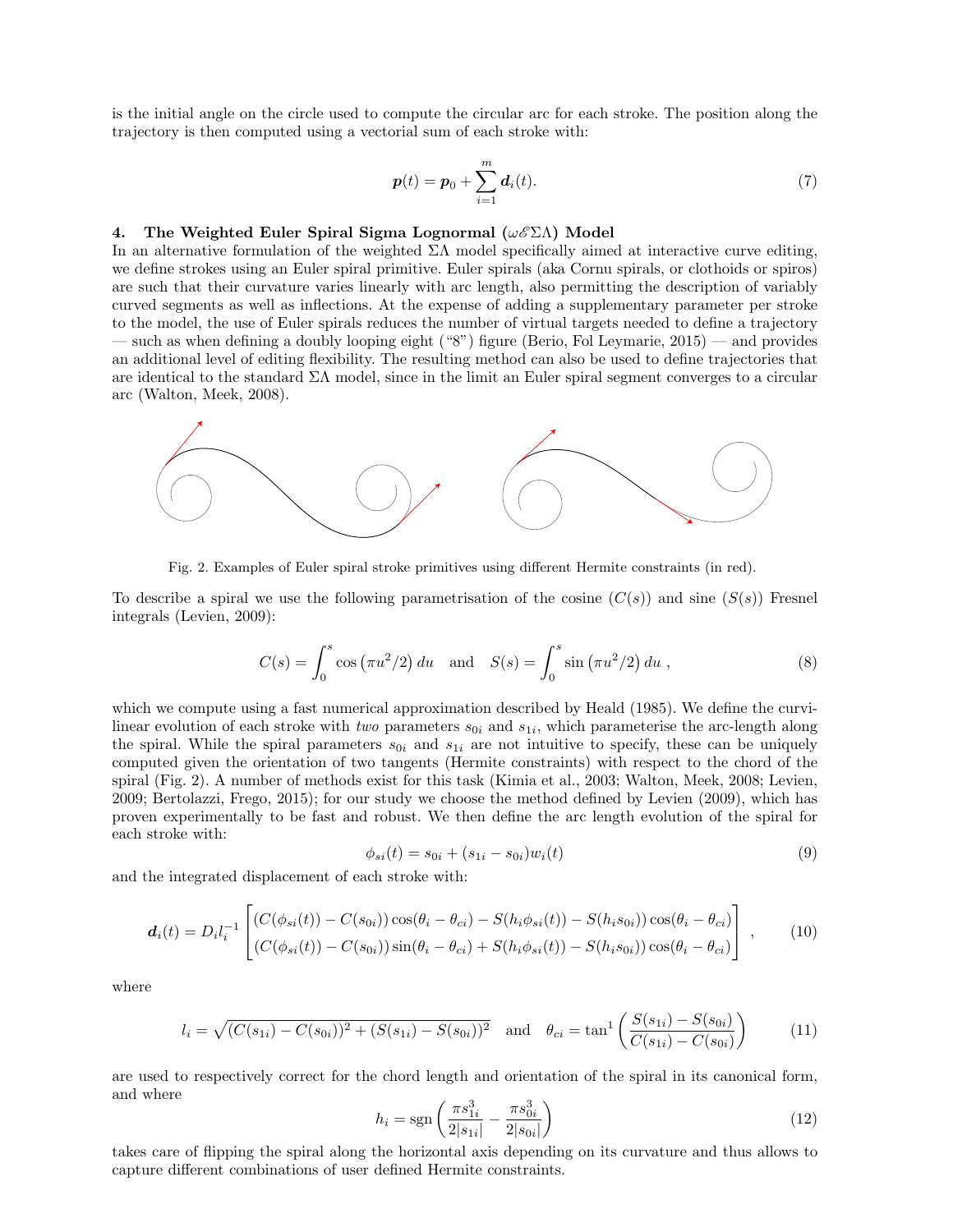is the initial angle on the circle used to compute the circular arc for each stroke. The position along the trajectory is then computed using a vectorial sum of each stroke with:

$$\boldsymbol{p}(t) = \boldsymbol{p}_0 + \sum_{i=1}^{m} \boldsymbol{d}_i(t). \tag{7}$$

## 4. The Weighted Euler Spiral Sigma Lognormal ($\omega\mathscr{E}\Sigma\Lambda$) Model

In an alternative formulation of the weighted $\Sigma\Lambda$ model specifically aimed at interactive curve editing, we define strokes using an Euler spiral primitive. Euler spirals (aka Cornu spirals, or clothoids or spiros) are such that their curvature varies linearly with arc length, also permitting the description of variably curved segments as well as inflections. At the expense of adding a supplementary parameter per stroke to the model, the use of Euler spirals reduces the number of virtual targets needed to define a trajectory — such as when defining a doubly looping eight ("8") figure (Berio, Fol Leymarie, 2015) — and provides an additional level of editing flexibility. The resulting method can also be used to define trajectories that are identical to the standard $\Sigma\Lambda$ model, since in the limit an Euler spiral segment converges to a circular arc (Walton, Meek, 2008).

Fig. 2. Examples of Euler spiral stroke primitives using different Hermite constraints (in red).

To describe a spiral we use the following parametrisation of the cosine ($C(s)$) and sine ($S(s)$) Fresnel integrals (Levien, 2009):

$$C(s) = \int_0^s \cos\left(\pi u^2/2\right) du \quad \text{and} \quad S(s) = \int_0^s \sin\left(\pi u^2/2\right) du\ , \tag{8}$$

which we compute using a fast numerical approximation described by Heald (1985). We define the curvilinear evolution of each stroke with *two* parameters $s_{0i}$ and $s_{1i}$, which parameterise the arc-length along the spiral. While the spiral parameters $s_{0i}$ and $s_{1i}$ are not intuitive to specify, these can be uniquely computed given the orientation of two tangents (Hermite constraints) with respect to the chord of the spiral (Fig. 2). A number of methods exist for this task (Kimia et al., 2003; Walton, Meek, 2008; Levien, 2009; Bertolazzi, Frego, 2015); for our study we choose the method defined by Levien (2009), which has proven experimentally to be fast and robust. We then define the arc length evolution of the spiral for each stroke with:

$$\phi_{si}(t) = s_{0i} + (s_{1i} - s_{0i}) w_i(t) \tag{9}$$

and the integrated displacement of each stroke with:

$$\boldsymbol{d}_i(t) = D_i l_i^{-1} \begin{bmatrix} (C(\phi_{si}(t)) - C(s_{0i}))\cos(\theta_i - \theta_{ci}) - S(h_i\phi_{si}(t)) - S(h_i s_{0i}))\cos(\theta_i - \theta_{ci}) \\ (C(\phi_{si}(t)) - C(s_{0i}))\sin(\theta_i - \theta_{ci}) + S(h_i\phi_{si}(t)) - S(h_i s_{0i}))\cos(\theta_i - \theta_{ci}) \end{bmatrix}\ , \tag{10}$$

where

$$l_i = \sqrt{(C(s_{1i}) - C(s_{0i}))^2 + (S(s_{1i}) - S(s_{0i}))^2} \quad \text{and} \quad \theta_{ci} = \tan^1\left(\frac{S(s_{1i}) - S(s_{0i})}{C(s_{1i}) - C(s_{0i})}\right) \tag{11}$$

are used to respectively correct for the chord length and orientation of the spiral in its canonical form, and where

$$h_i = \operatorname{sgn}\left(\frac{\pi s_{1i}^3}{2|s_{1i}|} - \frac{\pi s_{0i}^3}{2|s_{0i}|}\right) \tag{12}$$

takes care of flipping the spiral along the horizontal axis depending on its curvature and thus allows to capture different combinations of user defined Hermite constraints.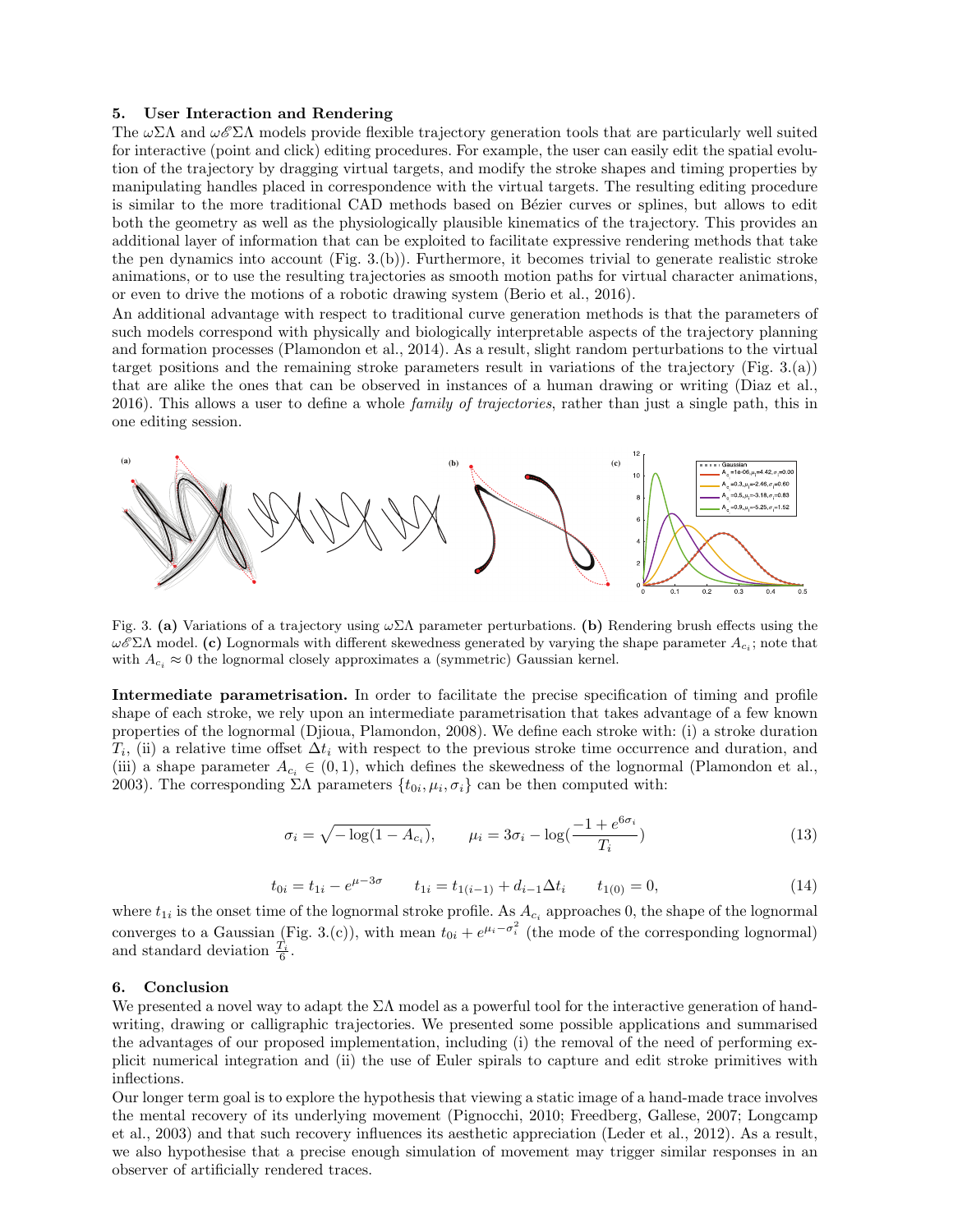## 5. User Interaction and Rendering

The $\omega\Sigma\Lambda$ and $\omega\mathscr{E}\Sigma\Lambda$ models provide flexible trajectory generation tools that are particularly well suited for interactive (point and click) editing procedures. For example, the user can easily edit the spatial evolution of the trajectory by dragging virtual targets, and modify the stroke shapes and timing properties by manipulating handles placed in correspondence with the virtual targets. The resulting editing procedure is similar to the more traditional CAD methods based on Bézier curves or splines, but allows to edit both the geometry as well as the physiologically plausible kinematics of the trajectory. This provides an additional layer of information that can be exploited to facilitate expressive rendering methods that take the pen dynamics into account (Fig. 3.(b)). Furthermore, it becomes trivial to generate realistic stroke animations, or to use the resulting trajectories as smooth motion paths for virtual character animations, or even to drive the motions of a robotic drawing system (Berio et al., 2016).

An additional advantage with respect to traditional curve generation methods is that the parameters of such models correspond with physically and biologically interpretable aspects of the trajectory planning and formation processes (Plamondon et al., 2014). As a result, slight random perturbations to the virtual target positions and the remaining stroke parameters result in variations of the trajectory (Fig. 3.(a)) that are alike the ones that can be observed in instances of a human drawing or writing (Diaz et al., 2016). This allows a user to define a whole *family of trajectories*, rather than just a single path, this in one editing session.

Fig. 3. **(a)** Variations of a trajectory using $\omega\Sigma\Lambda$ parameter perturbations. **(b)** Rendering brush effects using the $\omega\mathscr{E}\Sigma\Lambda$ model. **(c)** Lognormals with different skewedness generated by varying the shape parameter $A_{c_i}$; note that with $A_{c_i} \approx 0$ the lognormal closely approximates a (symmetric) Gaussian kernel.

**Intermediate parametrisation.** In order to facilitate the precise specification of timing and profile shape of each stroke, we rely upon an intermediate parametrisation that takes advantage of a few known properties of the lognormal (Djioua, Plamondon, 2008). We define each stroke with: (i) a stroke duration $T_i$, (ii) a relative time offset $\Delta t_i$ with respect to the previous stroke time occurrence and duration, and (iii) a shape parameter $A_{c_i} \in (0, 1)$, which defines the skewedness of the lognormal (Plamondon et al., 2003). The corresponding $\Sigma\Lambda$ parameters $\{t_{0i}, \mu_i, \sigma_i\}$ can be then computed with:

$$\sigma_i = \sqrt{-\log(1 - A_{c_i})}, \qquad \mu_i = 3\sigma_i - \log\left(\frac{-1 + e^{6\sigma_i}}{T_i}\right) \tag{13}$$

$$t_{0i} = t_{1i} - e^{\mu - 3\sigma} \qquad t_{1i} = t_{1(i-1)} + d_{i-1}\Delta t_i \qquad t_{1(0)} = 0, \tag{14}$$

where $t_{1i}$ is the onset time of the lognormal stroke profile. As $A_{c_i}$ approaches 0, the shape of the lognormal converges to a Gaussian (Fig. 3.(c)), with mean $t_{0i} + e^{\mu_i - \sigma_i^2}$ (the mode of the corresponding lognormal) and standard deviation $\frac{T_i}{6}$.

## 6. Conclusion

We presented a novel way to adapt the $\Sigma\Lambda$ model as a powerful tool for the interactive generation of handwriting, drawing or calligraphic trajectories. We presented some possible applications and summarised the advantages of our proposed implementation, including (i) the removal of the need of performing explicit numerical integration and (ii) the use of Euler spirals to capture and edit stroke primitives with inflections.

Our longer term goal is to explore the hypothesis that viewing a static image of a hand-made trace involves the mental recovery of its underlying movement (Pignocchi, 2010; Freedberg, Gallese, 2007; Longcamp et al., 2003) and that such recovery influences its aesthetic appreciation (Leder et al., 2012). As a result, we also hypothesise that a precise enough simulation of movement may trigger similar responses in an observer of artificially rendered traces.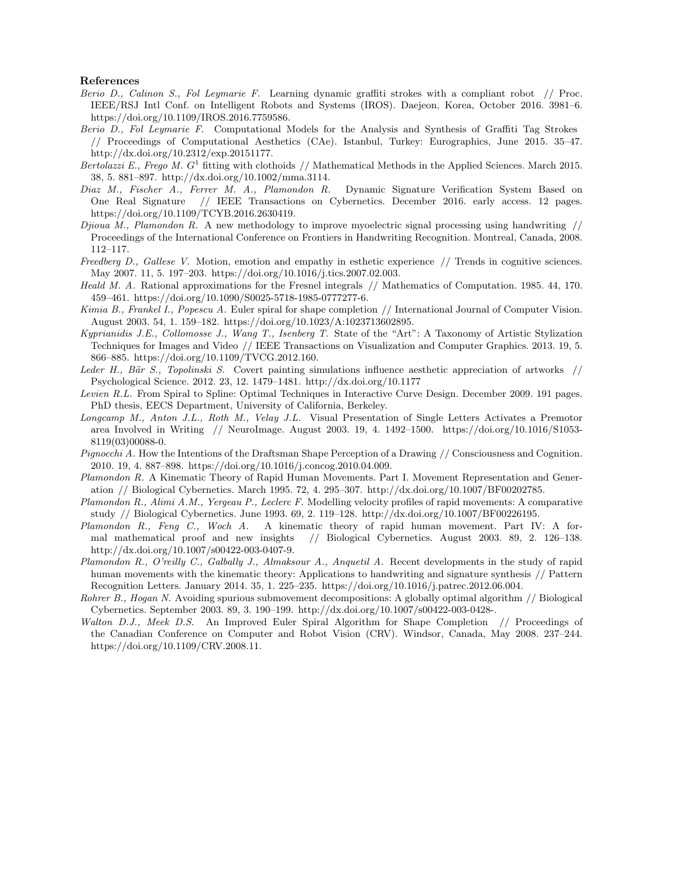### References

*Berio D., Calinon S., Fol Leymarie F.* Learning dynamic graffiti strokes with a compliant robot // Proc. IEEE/RSJ Intl Conf. on Intelligent Robots and Systems (IROS). Daejeon, Korea, October 2016. 3981–6. https://doi.org/10.1109/IROS.2016.7759586.

*Berio D., Fol Leymarie F.* Computational Models for the Analysis and Synthesis of Graffiti Tag Strokes // Proceedings of Computational Aesthetics (CAe). Istanbul, Turkey: Eurographics, June 2015. 35–47. http://dx.doi.org/10.2312/exp.20151177.

*Bertolazzi E., Frego M.* $G^1$ fitting with clothoids // Mathematical Methods in the Applied Sciences. March 2015. 38, 5. 881–897. http://dx.doi.org/10.1002/mma.3114.

*Diaz M., Fischer A., Ferrer M. A., Plamondon R.* Dynamic Signature Verification System Based on One Real Signature // IEEE Transactions on Cybernetics. December 2016. early access. 12 pages. https://doi.org/10.1109/TCYB.2016.2630419.

*Djioua M., Plamondon R.* A new methodology to improve myoelectric signal processing using handwriting // Proceedings of the International Conference on Frontiers in Handwriting Recognition. Montreal, Canada, 2008. 112–117.

*Freedberg D., Gallese V.* Motion, emotion and empathy in esthetic experience // Trends in cognitive sciences. May 2007. 11, 5. 197–203. https://doi.org/10.1016/j.tics.2007.02.003.

*Heald M. A.* Rational approximations for the Fresnel integrals // Mathematics of Computation. 1985. 44, 170. 459–461. https://doi.org/10.1090/S0025-5718-1985-0777277-6.

*Kimia B., Frankel I., Popescu A.* Euler spiral for shape completion // International Journal of Computer Vision. August 2003. 54, 1. 159–182. https://doi.org/10.1023/A:1023713602895.

*Kyprianidis J.E., Collomosse J., Wang T., Isenberg T.* State of the "Art": A Taxonomy of Artistic Stylization Techniques for Images and Video // IEEE Transactions on Visualization and Computer Graphics. 2013. 19, 5. 866–885. https://doi.org/10.1109/TVCG.2012.160.

*Leder H., Bär S., Topolinski S.* Covert painting simulations influence aesthetic appreciation of artworks // Psychological Science. 2012. 23, 12. 1479–1481. http://dx.doi.org/10.1177

*Levien R.L.* From Spiral to Spline: Optimal Techniques in Interactive Curve Design. December 2009. 191 pages. PhD thesis, EECS Department, University of California, Berkeley.

*Longcamp M., Anton J.L., Roth M., Velay J.L.* Visual Presentation of Single Letters Activates a Premotor area Involved in Writing // NeuroImage. August 2003. 19, 4. 1492–1500. https://doi.org/10.1016/S1053-8119(03)00088-0.

*Pignocchi A.* How the Intentions of the Draftsman Shape Perception of a Drawing // Consciousness and Cognition. 2010. 19, 4. 887–898. https://doi.org/10.1016/j.concog.2010.04.009.

*Plamondon R.* A Kinematic Theory of Rapid Human Movements. Part I. Movement Representation and Generation // Biological Cybernetics. March 1995. 72, 4. 295–307. http://dx.doi.org/10.1007/BF00202785.

*Plamondon R., Alimi A.M., Yergeau P., Leclerc F.* Modelling velocity profiles of rapid movements: A comparative study // Biological Cybernetics. June 1993. 69, 2. 119–128. http://dx.doi.org/10.1007/BF00226195.

*Plamondon R., Feng C., Woch A.* A kinematic theory of rapid human movement. Part IV: A formal mathematical proof and new insights // Biological Cybernetics. August 2003. 89, 2. 126–138. http://dx.doi.org/10.1007/s00422-003-0407-9.

*Plamondon R., O'reilly C., Galbally J., Almaksour A., Anquetil A.* Recent developments in the study of rapid human movements with the kinematic theory: Applications to handwriting and signature synthesis // Pattern Recognition Letters. January 2014. 35, 1. 225–235. https://doi.org/10.1016/j.patrec.2012.06.004.

*Rohrer B., Hogan N.* Avoiding spurious submovement decompositions: A globally optimal algorithm // Biological Cybernetics. September 2003. 89, 3. 190–199. http://dx.doi.org/10.1007/s00422-003-0428-.

*Walton D.J., Meek D.S.* An Improved Euler Spiral Algorithm for Shape Completion // Proceedings of the Canadian Conference on Computer and Robot Vision (CRV). Windsor, Canada, May 2008. 237–244. https://doi.org/10.1109/CRV.2008.11.